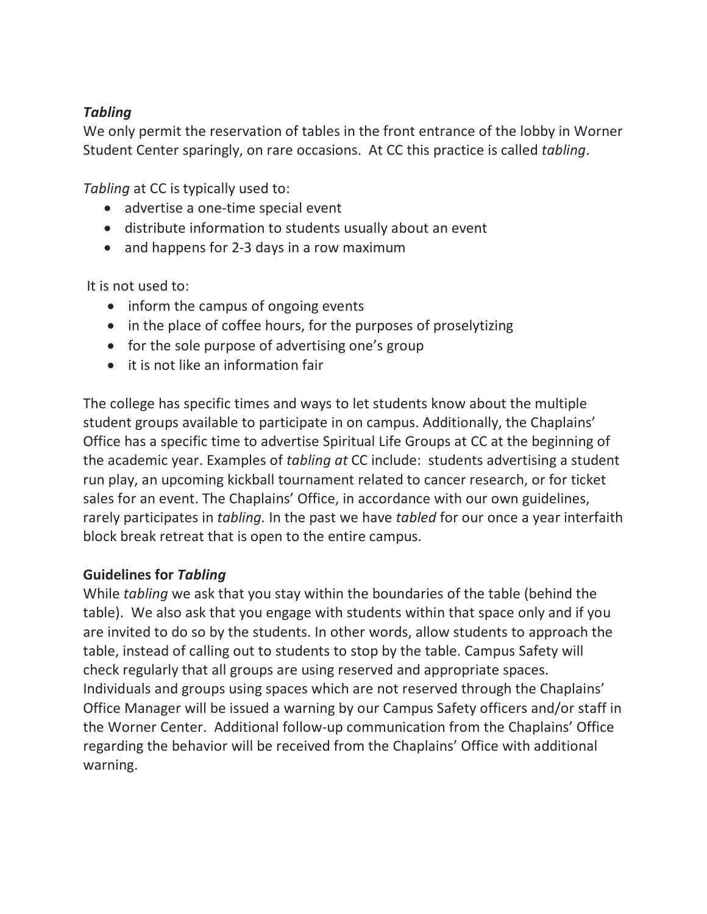***Tabling***

We only permit the reservation of tables in the front entrance of the lobby in Worner Student Center sparingly, on rare occasions. At CC this practice is called *tabling*.

*Tabling* at CC is typically used to:

- advertise a one-time special event
- distribute information to students usually about an event
- and happens for 2-3 days in a row maximum

It is not used to:

- inform the campus of ongoing events
- in the place of coffee hours, for the purposes of proselytizing
- for the sole purpose of advertising one's group
- it is not like an information fair

The college has specific times and ways to let students know about the multiple student groups available to participate in on campus. Additionally, the Chaplains' Office has a specific time to advertise Spiritual Life Groups at CC at the beginning of the academic year. Examples of *tabling at* CC include: students advertising a student run play, an upcoming kickball tournament related to cancer research, or for ticket sales for an event. The Chaplains' Office, in accordance with our own guidelines, rarely participates in *tabling.* In the past we have *tabled* for our once a year interfaith block break retreat that is open to the entire campus.

**Guidelines for *Tabling***

While *tabling* we ask that you stay within the boundaries of the table (behind the table). We also ask that you engage with students within that space only and if you are invited to do so by the students. In other words, allow students to approach the table, instead of calling out to students to stop by the table. Campus Safety will check regularly that all groups are using reserved and appropriate spaces. Individuals and groups using spaces which are not reserved through the Chaplains' Office Manager will be issued a warning by our Campus Safety officers and/or staff in the Worner Center. Additional follow-up communication from the Chaplains' Office regarding the behavior will be received from the Chaplains' Office with additional warning.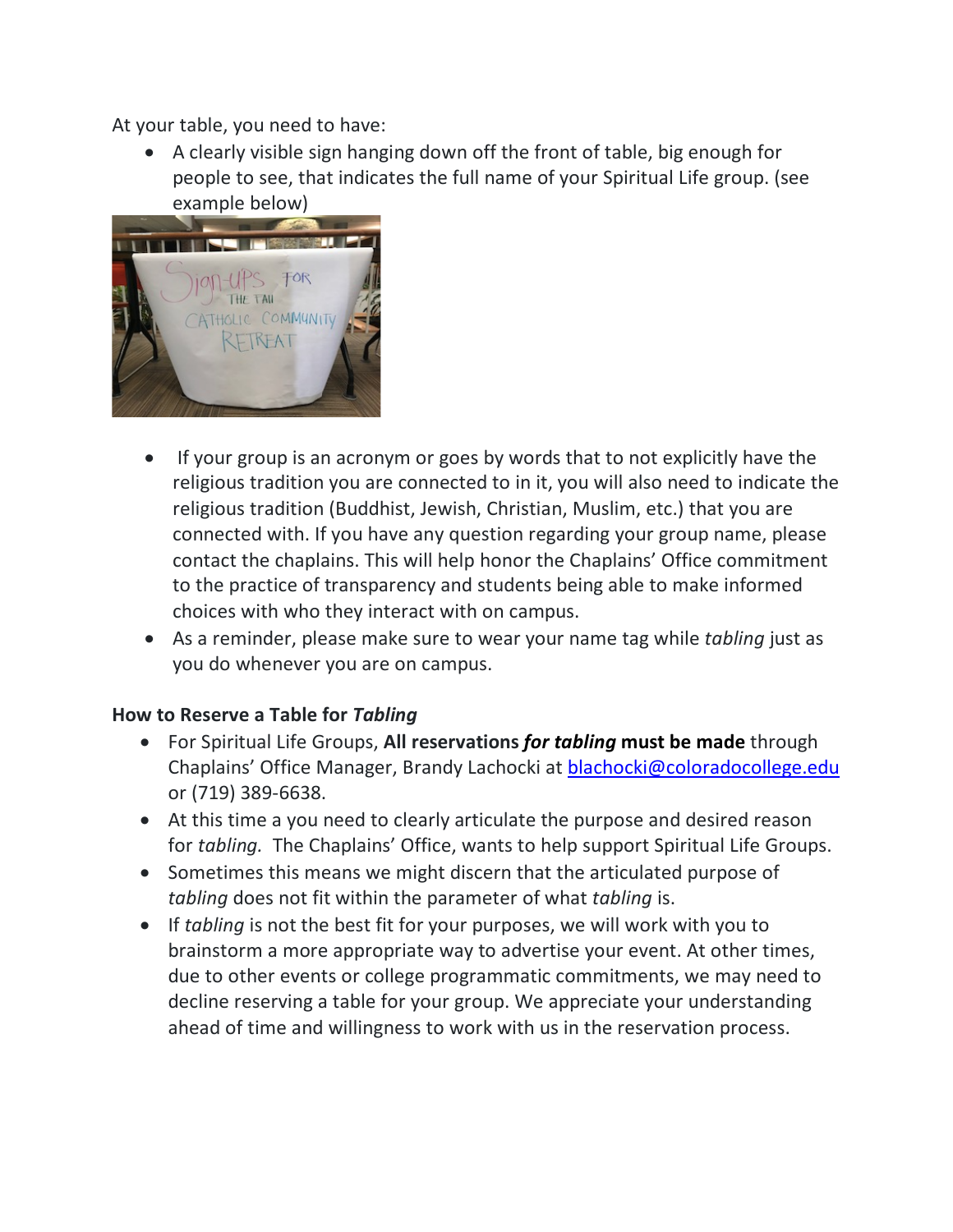At your table, you need to have:

- A clearly visible sign hanging down off the front of table, big enough for people to see, that indicates the full name of your Spiritual Life group. (see example below)
- If your group is an acronym or goes by words that to not explicitly have the religious tradition you are connected to in it, you will also need to indicate the religious tradition (Buddhist, Jewish, Christian, Muslim, etc.) that you are connected with. If you have any question regarding your group name, please contact the chaplains. This will help honor the Chaplains' Office commitment to the practice of transparency and students being able to make informed choices with who they interact with on campus.
- As a reminder, please make sure to wear your name tag while *tabling* just as you do whenever you are on campus.

**How to Reserve a Table for *Tabling***

- For Spiritual Life Groups, **All reservations *for tabling* must be made** through Chaplains' Office Manager, Brandy Lachocki at [blachocki@coloradocollege.edu](mailto:blachocki@coloradocollege.edu) or (719) 389-6638.
- At this time a you need to clearly articulate the purpose and desired reason for *tabling.* The Chaplains' Office, wants to help support Spiritual Life Groups.
- Sometimes this means we might discern that the articulated purpose of *tabling* does not fit within the parameter of what *tabling* is.
- If *tabling* is not the best fit for your purposes, we will work with you to brainstorm a more appropriate way to advertise your event. At other times, due to other events or college programmatic commitments, we may need to decline reserving a table for your group. We appreciate your understanding ahead of time and willingness to work with us in the reservation process.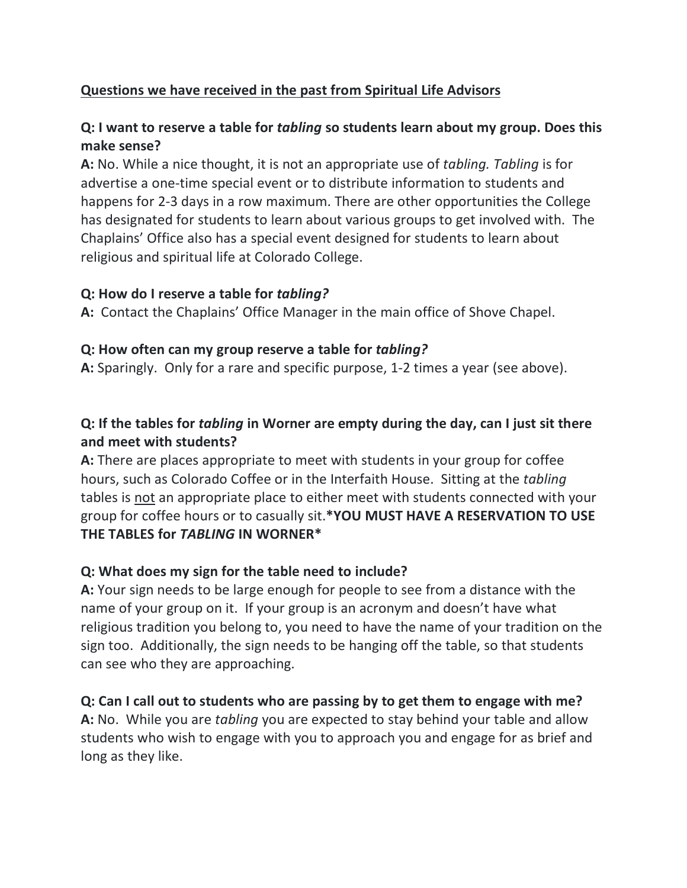<u>**Questions we have received in the past from Spiritual Life Advisors**</u>

**Q: I want to reserve a table for *tabling* so students learn about my group. Does this make sense?**
**A:** No. While a nice thought, it is not an appropriate use of *tabling. Tabling* is for advertise a one-time special event or to distribute information to students and happens for 2-3 days in a row maximum. There are other opportunities the College has designated for students to learn about various groups to get involved with. The Chaplains' Office also has a special event designed for students to learn about religious and spiritual life at Colorado College.

**Q: How do I reserve a table for *tabling?***
**A:** Contact the Chaplains' Office Manager in the main office of Shove Chapel.

**Q: How often can my group reserve a table for *tabling?***
**A:** Sparingly. Only for a rare and specific purpose, 1-2 times a year (see above).

**Q: If the tables for *tabling* in Worner are empty during the day, can I just sit there and meet with students?**
**A:** There are places appropriate to meet with students in your group for coffee hours, such as Colorado Coffee or in the Interfaith House. Sitting at the *tabling* tables is <u>not</u> an appropriate place to either meet with students connected with your group for coffee hours or to casually sit.**\*YOU MUST HAVE A RESERVATION TO USE THE TABLES for *TABLING* IN WORNER\***

**Q: What does my sign for the table need to include?**
**A:** Your sign needs to be large enough for people to see from a distance with the name of your group on it. If your group is an acronym and doesn't have what religious tradition you belong to, you need to have the name of your tradition on the sign too. Additionally, the sign needs to be hanging off the table, so that students can see who they are approaching.

**Q: Can I call out to students who are passing by to get them to engage with me?**
**A:** No. While you are *tabling* you are expected to stay behind your table and allow students who wish to engage with you to approach you and engage for as brief and long as they like.